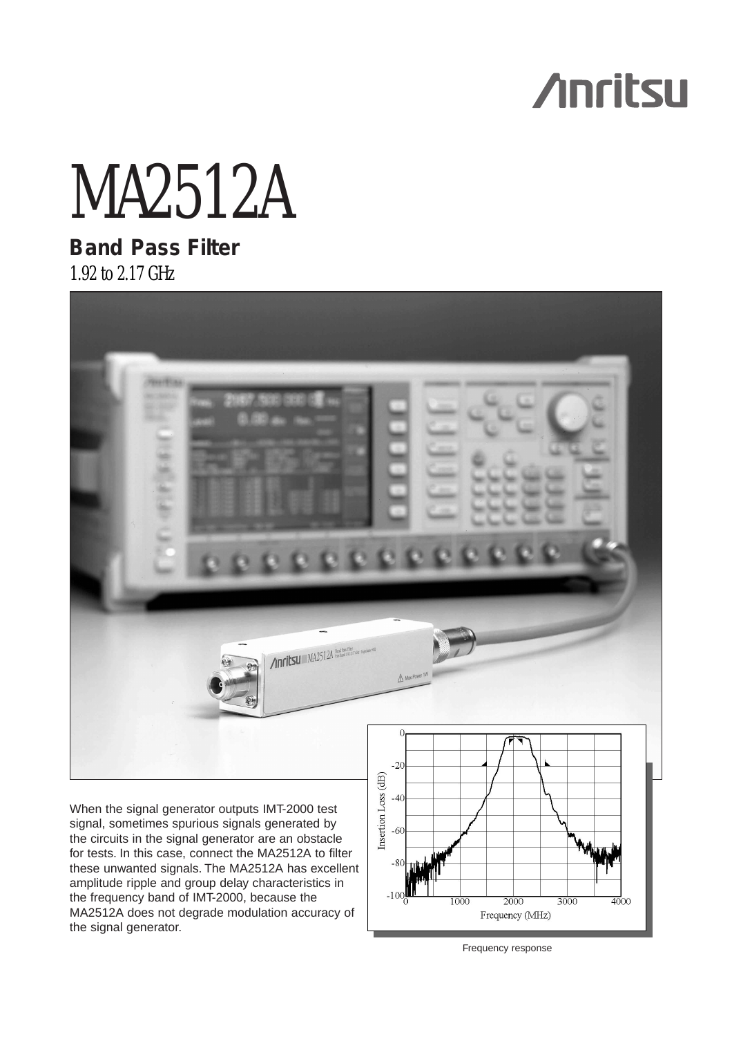# MA2512A

## Band Pass Filter

1.92 to 2.17 GHz

When the signal generator outputs IMT-2000 test signal, sometimes spurious signals generated by the circuits in the signal generator are an obstacle for tests. In this case, connect the MA2512A to filter these unwanted signals. The MA2512A has excellent amplitude ripple and group delay characteristics in the frequency band of IMT-2000, because the MA2512A does not degrade modulation accuracy of the signal generator.

Frequency response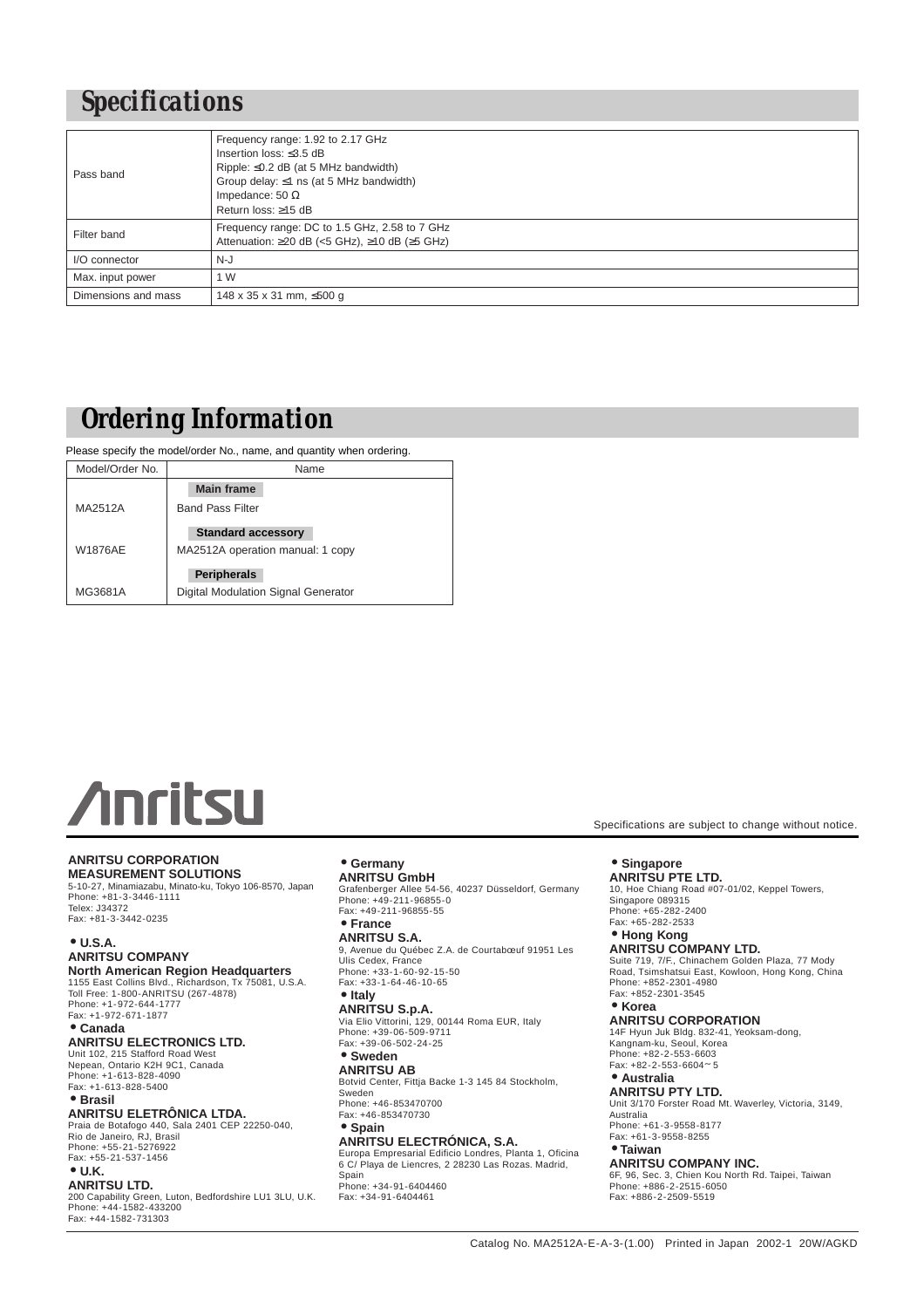## Specifications

| | |
|---|---|
| Pass band | Frequency range: 1.92 to 2.17 GHz<br>Insertion loss: ≤3.5 dB<br>Ripple: ≤0.2 dB (at 5 MHz bandwidth)<br>Group delay: ≤1 ns (at 5 MHz bandwidth)<br>Impedance: 50 Ω<br>Return loss: ≥15 dB |
| Filter band | Frequency range: DC to 1.5 GHz, 2.58 to 7 GHz<br>Attenuation: ≥20 dB (<5 GHz), ≥10 dB (≥5 GHz) |
| I/O connector | N-J |
| Max. input power | 1 W |
| Dimensions and mass | 148 x 35 x 31 mm, ≤500 g |

## Ordering Information

Please specify the model/order No., name, and quantity when ordering.

| Model/Order No. | Name |
|---|---|
| | **Main frame** |
| MA2512A | Band Pass Filter |
| | **Standard accessory** |
| W1876AE | MA2512A operation manual: 1 copy |
| | **Peripherals** |
| MG3681A | Digital Modulation Signal Generator |

Anritsu

Specifications are subject to change without notice.

**ANRITSU CORPORATION**
**MEASUREMENT SOLUTIONS**
5-10-27, Minamiazabu, Minato-ku, Tokyo 106-8570, Japan
Phone: +81-3-3446-1111
Telex: J34372
Fax: +81-3-3442-0235

**• U.S.A.**
**ANRITSU COMPANY**
**North American Region Headquarters**
1155 East Collins Blvd., Richardson, Tx 75081, U.S.A.
Toll Free: 1-800-ANRITSU (267-4878)
Phone: +1-972-644-1777
Fax: +1-972-671-1877

**• Canada**
**ANRITSU ELECTRONICS LTD.**
Unit 102, 215 Stafford Road West
Nepean, Ontario K2H 9C1, Canada
Phone: +1-613-828-4090
Fax: +1-613-828-5400

**• Brasil**
**ANRITSU ELETRÔNICA LTDA.**
Praia de Botafogo 440, Sala 2401 CEP 22250-040,
Rio de Janeiro, RJ, Brasil
Phone: +55-21-5276922
Fax: +55-21-537-1456

**• U.K.**
**ANRITSU LTD.**
200 Capability Green, Luton, Bedfordshire LU1 3LU, U.K.
Phone: +44-1582-433200
Fax: +44-1582-731303

**• Germany**
**ANRITSU GmbH**
Grafenberger Allee 54-56, 40237 Düsseldorf, Germany
Phone: +49-211-96855-0
Fax: +49-211-96855-55

**• France**
**ANRITSU S.A.**
9, Avenue du Québec Z.A. de Courtabœuf 91951 Les Ulis Cedex, France
Phone: +33-1-60-92-15-50
Fax: +33-1-64-46-10-65

**• Italy**
**ANRITSU S.p.A.**
Via Elio Vittorini, 129, 00144 Roma EUR, Italy
Phone: +39-06-509-9711
Fax: +39-06-502-24-25

**• Sweden**
**ANRITSU AB**
Botvid Center, Fittja Backe 1-3 145 84 Stockholm, Sweden
Phone: +46-853470700
Fax: +46-853470730

**• Spain**
**ANRITSU ELECTRÓNICA, S.A.**
Europa Empresarial Edificio Londres, Planta 1, Oficina 6 C/ Playa de Liencres, 2 28230 Las Rozas. Madrid, Spain
Phone: +34-91-6404460
Fax: +34-91-6404461

**• Singapore**
**ANRITSU PTE LTD.**
10, Hoe Chiang Road #07-01/02, Keppel Towers, Singapore 089315
Phone: +65-282-2400
Fax: +65-282-2533

**• Hong Kong**
**ANRITSU COMPANY LTD.**
Suite 719, 7/F., Chinachem Golden Plaza, 77 Mody Road, Tsimshatsui East, Kowloon, Hong Kong, China
Phone: +852-2301-4980
Fax: +852-2301-3545

**• Korea**
**ANRITSU CORPORATION**
14F Hyun Juk Bldg. 832-41, Yeoksam-dong, Kangnam-ku, Seoul, Korea
Phone: +82-2-553-6603
Fax: +82-2-553-6604~5

**• Australia**
**ANRITSU PTY LTD.**
Unit 3/170 Forster Road Mt. Waverley, Victoria, 3149, Australia
Phone: +61-3-9558-8177
Fax: +61-3-9558-8255

**• Taiwan**
**ANRITSU COMPANY INC.**
6F, 96, Sec. 3, Chien Kou North Rd. Taipei, Taiwan
Phone: +886-2-2515-6050
Fax: +886-2-2509-5519

Catalog No. MA2512A-E-A-3-(1.00) Printed in Japan 2002-1 20W/AGKD